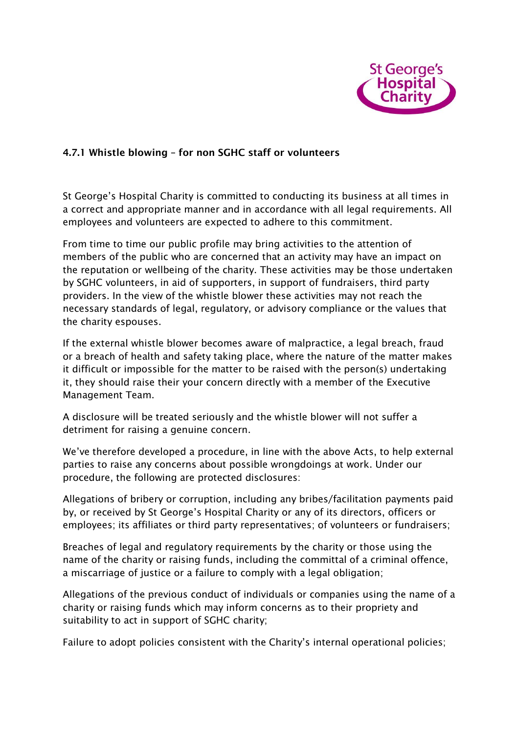St George's Hospital Charity

### 4.7.1 Whistle blowing – for non SGHC staff or volunteers

St George's Hospital Charity is committed to conducting its business at all times in a correct and appropriate manner and in accordance with all legal requirements. All employees and volunteers are expected to adhere to this commitment.

From time to time our public profile may bring activities to the attention of members of the public who are concerned that an activity may have an impact on the reputation or wellbeing of the charity. These activities may be those undertaken by SGHC volunteers, in aid of supporters, in support of fundraisers, third party providers. In the view of the whistle blower these activities may not reach the necessary standards of legal, regulatory, or advisory compliance or the values that the charity espouses.

If the external whistle blower becomes aware of malpractice, a legal breach, fraud or a breach of health and safety taking place, where the nature of the matter makes it difficult or impossible for the matter to be raised with the person(s) undertaking it, they should raise their your concern directly with a member of the Executive Management Team.

A disclosure will be treated seriously and the whistle blower will not suffer a detriment for raising a genuine concern.

We've therefore developed a procedure, in line with the above Acts, to help external parties to raise any concerns about possible wrongdoings at work. Under our procedure, the following are protected disclosures:

Allegations of bribery or corruption, including any bribes/facilitation payments paid by, or received by St George's Hospital Charity or any of its directors, officers or employees; its affiliates or third party representatives; of volunteers or fundraisers;

Breaches of legal and regulatory requirements by the charity or those using the name of the charity or raising funds, including the committal of a criminal offence, a miscarriage of justice or a failure to comply with a legal obligation;

Allegations of the previous conduct of individuals or companies using the name of a charity or raising funds which may inform concerns as to their propriety and suitability to act in support of SGHC charity;

Failure to adopt policies consistent with the Charity's internal operational policies;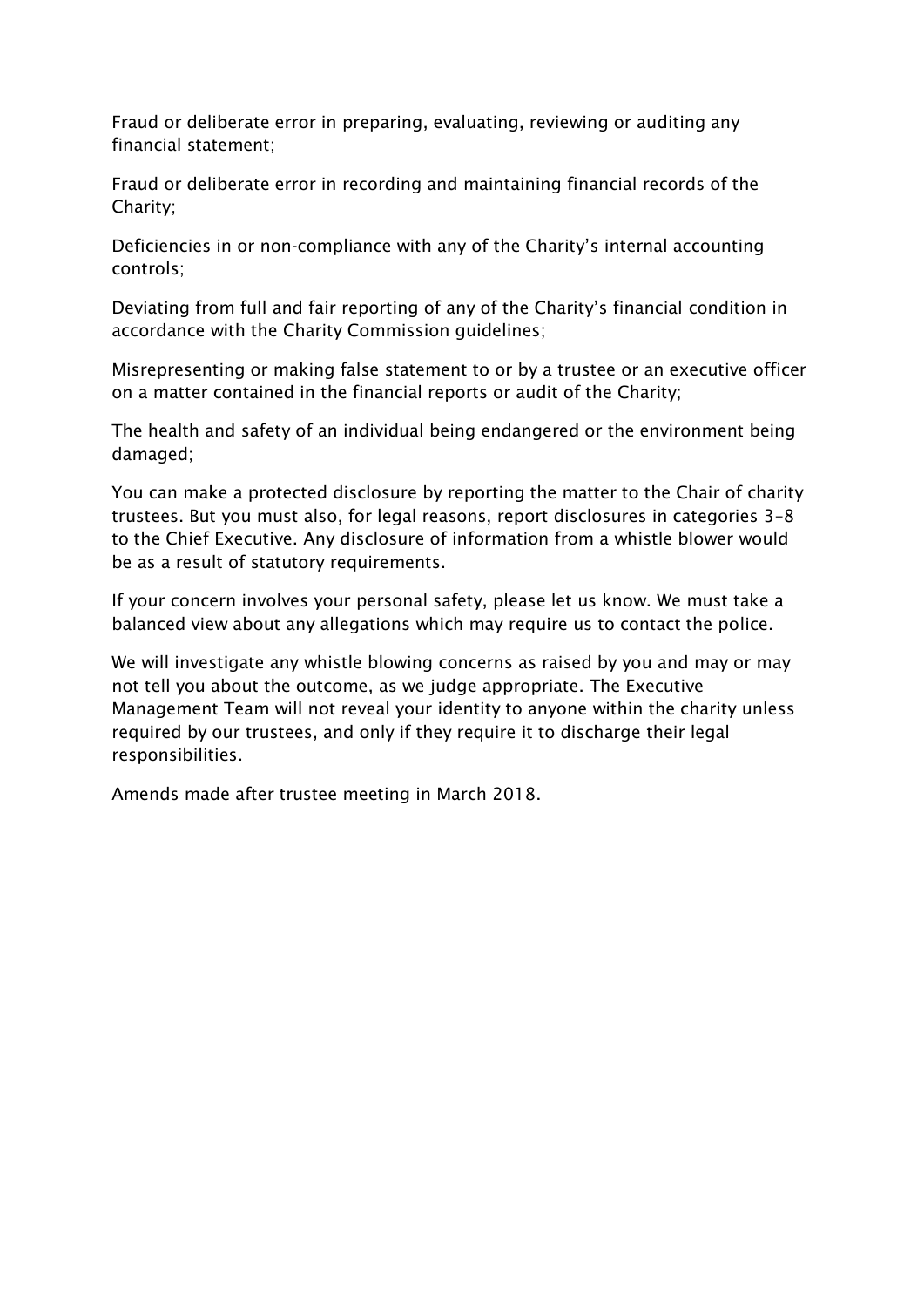Fraud or deliberate error in preparing, evaluating, reviewing or auditing any financial statement;

Fraud or deliberate error in recording and maintaining financial records of the Charity;

Deficiencies in or non-compliance with any of the Charity's internal accounting controls;

Deviating from full and fair reporting of any of the Charity's financial condition in accordance with the Charity Commission guidelines;

Misrepresenting or making false statement to or by a trustee or an executive officer on a matter contained in the financial reports or audit of the Charity;

The health and safety of an individual being endangered or the environment being damaged;

You can make a protected disclosure by reporting the matter to the Chair of charity trustees. But you must also, for legal reasons, report disclosures in categories 3–8 to the Chief Executive. Any disclosure of information from a whistle blower would be as a result of statutory requirements.

If your concern involves your personal safety, please let us know. We must take a balanced view about any allegations which may require us to contact the police.

We will investigate any whistle blowing concerns as raised by you and may or may not tell you about the outcome, as we judge appropriate. The Executive Management Team will not reveal your identity to anyone within the charity unless required by our trustees, and only if they require it to discharge their legal responsibilities.

Amends made after trustee meeting in March 2018.